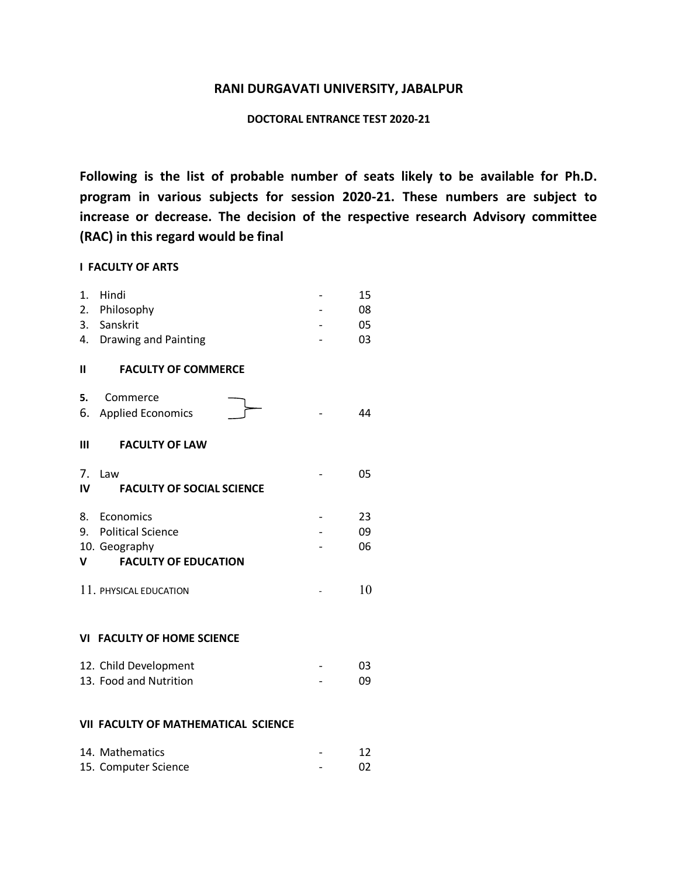# RANI DURGAVATI UNIVERSITY, JABALPUR

## DOCTORAL ENTRANCE TEST 2020-21

**Following is the list of probable number of seats likely to be available for Ph.D. program in various subjects for session 2020-21. These numbers are subject to increase or decrease. The decision of the respective research Advisory committee (RAC) in this regard would be final**

### I FACULTY OF ARTS

1. Hindi - 15
2. Philosophy - 08
3. Sanskrit - 05
4. Drawing and Painting - 03

### II FACULTY OF COMMERCE

5. Commerce
6. Applied Economics - 44 (combined for 5 and 6)

### III FACULTY OF LAW

7. Law - 05

### IV FACULTY OF SOCIAL SCIENCE

8. Economics - 23
9. Political Science - 09
10. Geography - 06

### V FACULTY OF EDUCATION

11. PHYSICAL EDUCATION - 10

### VI FACULTY OF HOME SCIENCE

12. Child Development - 03
13. Food and Nutrition - 09

### VII FACULTY OF MATHEMATICAL SCIENCE

14. Mathematics - 12
15. Computer Science - 02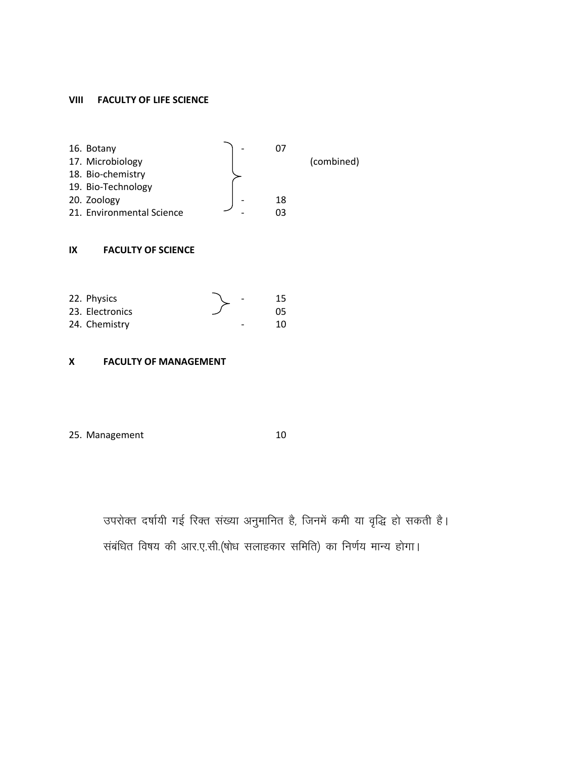**VIII FACULTY OF LIFE SCIENCE**

| | | |
|---|---|---|
| 16. Botany | - 07 | (combined) |
| 17. Microbiology | | |
| 18. Bio-chemistry | | |
| 19. Bio-Technology | | |
| 20. Zoology | - 18 | |
| 21. Environmental Science | - 03 | |

**IX FACULTY OF SCIENCE**

| | |
|---|---|
| 22. Physics | - 15 |
| 23. Electronics | 05 |
| 24. Chemistry | - 10 |

**X FACULTY OF MANAGEMENT**

| | |
|---|---|
| 25. Management | 10 |

उपरोक्त दर्षायी गई रिक्त संख्या अनुमानित है, जिनमें कमी या वृद्धि हो सकती है।

संबंधित विषय की आर.ए.सी.(षोध सलाहकार समिति) का निर्णय मान्य होगा।